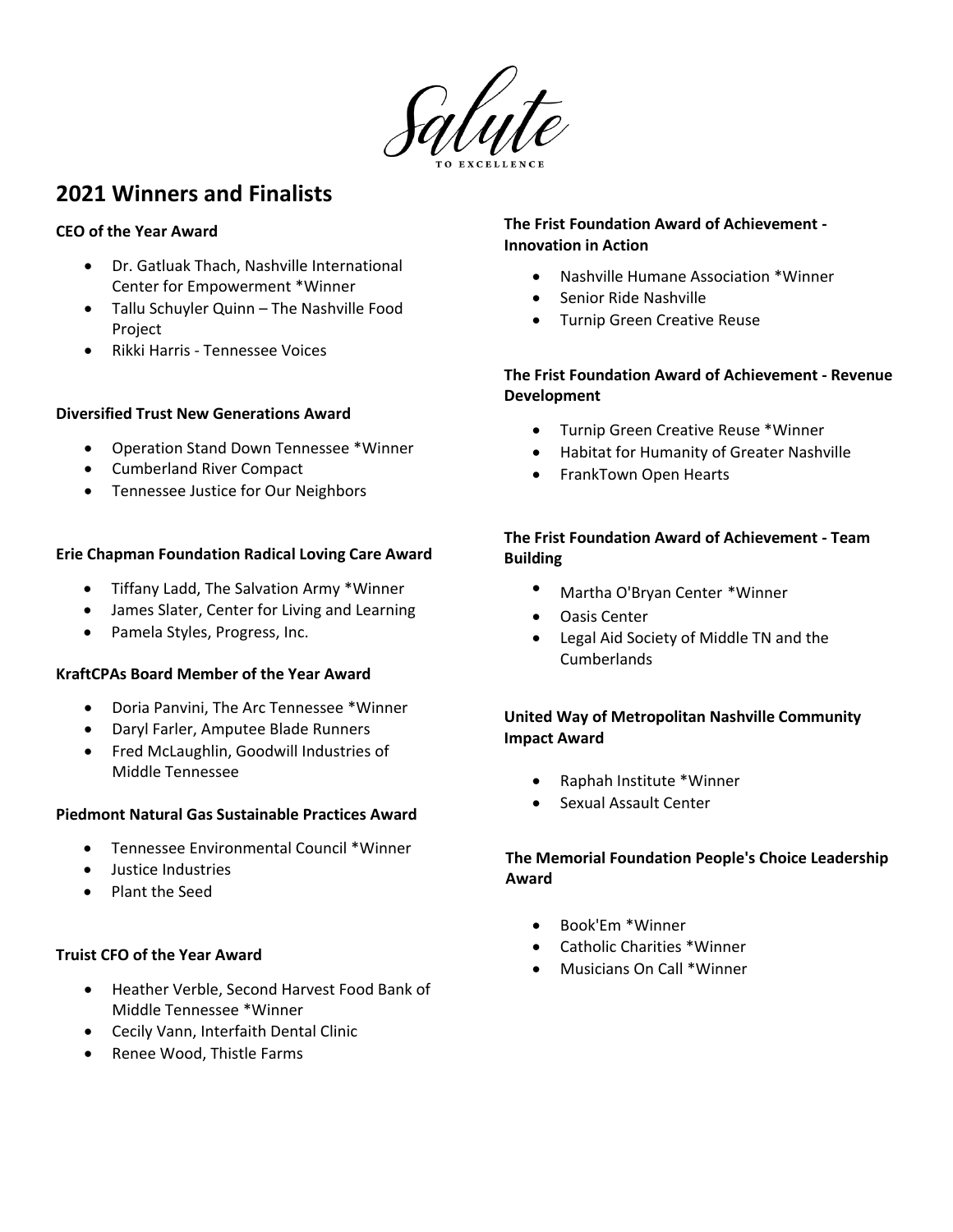# Salute
TO EXCELLENCE

## 2021 Winners and Finalists

**CEO of the Year Award**

- Dr. Gatluak Thach, Nashville International Center for Empowerment *Winner
- Tallu Schuyler Quinn – The Nashville Food Project
- Rikki Harris - Tennessee Voices

**Diversified Trust New Generations Award**

- Operation Stand Down Tennessee *Winner
- Cumberland River Compact
- Tennessee Justice for Our Neighbors

**Erie Chapman Foundation Radical Loving Care Award**

- Tiffany Ladd, The Salvation Army *Winner
- James Slater, Center for Living and Learning
- Pamela Styles, Progress, Inc.

**KraftCPAs Board Member of the Year Award**

- Doria Panvini, The Arc Tennessee *Winner
- Daryl Farler, Amputee Blade Runners
- Fred McLaughlin, Goodwill Industries of Middle Tennessee

**Piedmont Natural Gas Sustainable Practices Award**

- Tennessee Environmental Council *Winner
- Justice Industries
- Plant the Seed

**Truist CFO of the Year Award**

- Heather Verble, Second Harvest Food Bank of Middle Tennessee *Winner
- Cecily Vann, Interfaith Dental Clinic
- Renee Wood, Thistle Farms

**The Frist Foundation Award of Achievement - Innovation in Action**

- Nashville Humane Association *Winner
- Senior Ride Nashville
- Turnip Green Creative Reuse

**The Frist Foundation Award of Achievement - Revenue Development**

- Turnip Green Creative Reuse *Winner
- Habitat for Humanity of Greater Nashville
- FrankTown Open Hearts

**The Frist Foundation Award of Achievement - Team Building**

- Martha O'Bryan Center *Winner
- Oasis Center
- Legal Aid Society of Middle TN and the Cumberlands

**United Way of Metropolitan Nashville Community Impact Award**

- Raphah Institute *Winner
- Sexual Assault Center

**The Memorial Foundation People's Choice Leadership Award**

- Book'Em *Winner
- Catholic Charities *Winner
- Musicians On Call *Winner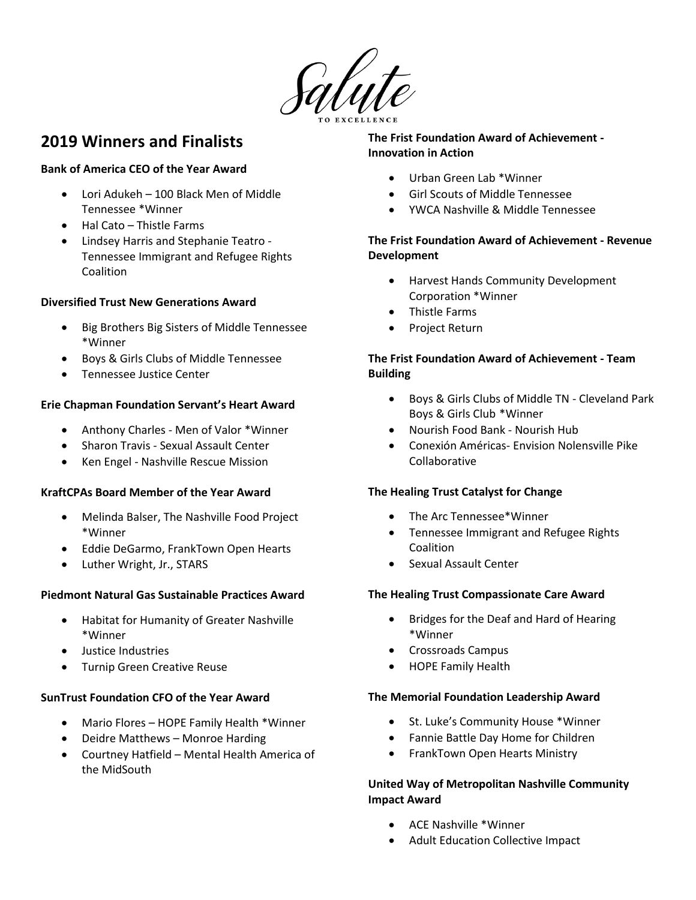Salute TO EXCELLENCE

## 2019 Winners and Finalists

**Bank of America CEO of the Year Award**

- Lori Adukeh – 100 Black Men of Middle Tennessee *Winner
- Hal Cato – Thistle Farms
- Lindsey Harris and Stephanie Teatro - Tennessee Immigrant and Refugee Rights Coalition

**Diversified Trust New Generations Award**

- Big Brothers Big Sisters of Middle Tennessee *Winner
- Boys & Girls Clubs of Middle Tennessee
- Tennessee Justice Center

**Erie Chapman Foundation Servant's Heart Award**

- Anthony Charles - Men of Valor *Winner
- Sharon Travis - Sexual Assault Center
- Ken Engel - Nashville Rescue Mission

**KraftCPAs Board Member of the Year Award**

- Melinda Balser, The Nashville Food Project *Winner
- Eddie DeGarmo, FrankTown Open Hearts
- Luther Wright, Jr., STARS

**Piedmont Natural Gas Sustainable Practices Award**

- Habitat for Humanity of Greater Nashville *Winner
- Justice Industries
- Turnip Green Creative Reuse

**SunTrust Foundation CFO of the Year Award**

- Mario Flores – HOPE Family Health *Winner
- Deidre Matthews – Monroe Harding
- Courtney Hatfield – Mental Health America of the MidSouth

**The Frist Foundation Award of Achievement - Innovation in Action**

- Urban Green Lab *Winner
- Girl Scouts of Middle Tennessee
- YWCA Nashville & Middle Tennessee

**The Frist Foundation Award of Achievement - Revenue Development**

- Harvest Hands Community Development Corporation *Winner
- Thistle Farms
- Project Return

**The Frist Foundation Award of Achievement - Team Building**

- Boys & Girls Clubs of Middle TN - Cleveland Park Boys & Girls Club *Winner
- Nourish Food Bank - Nourish Hub
- Conexión Américas- Envision Nolensville Pike Collaborative

**The Healing Trust Catalyst for Change**

- The Arc Tennessee*Winner
- Tennessee Immigrant and Refugee Rights Coalition
- Sexual Assault Center

**The Healing Trust Compassionate Care Award**

- Bridges for the Deaf and Hard of Hearing *Winner
- Crossroads Campus
- HOPE Family Health

**The Memorial Foundation Leadership Award**

- St. Luke's Community House *Winner
- Fannie Battle Day Home for Children
- FrankTown Open Hearts Ministry

**United Way of Metropolitan Nashville Community Impact Award**

- ACE Nashville *Winner
- Adult Education Collective Impact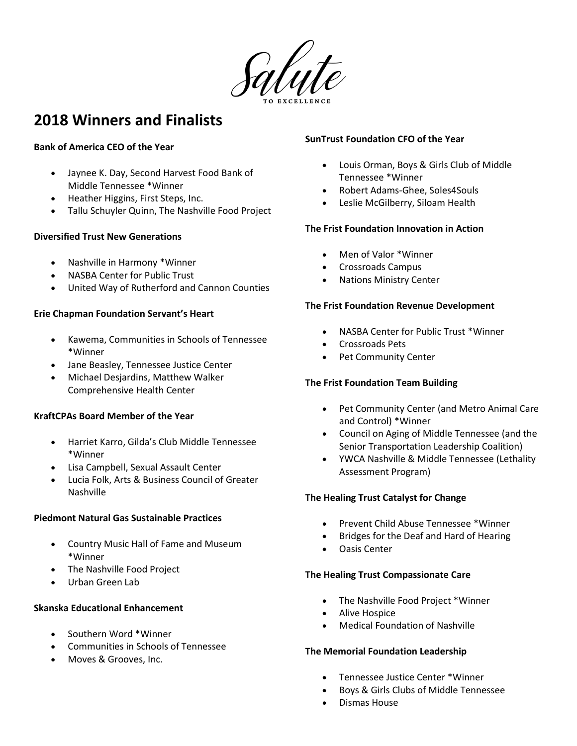# Salute TO EXCELLENCE

## 2018 Winners and Finalists

**Bank of America CEO of the Year**

- Jaynee K. Day, Second Harvest Food Bank of Middle Tennessee *Winner
- Heather Higgins, First Steps, Inc.
- Tallu Schuyler Quinn, The Nashville Food Project

**Diversified Trust New Generations**

- Nashville in Harmony *Winner
- NASBA Center for Public Trust
- United Way of Rutherford and Cannon Counties

**Erie Chapman Foundation Servant's Heart**

- Kawema, Communities in Schools of Tennessee *Winner
- Jane Beasley, Tennessee Justice Center
- Michael Desjardins, Matthew Walker Comprehensive Health Center

**KraftCPAs Board Member of the Year**

- Harriet Karro, Gilda's Club Middle Tennessee *Winner
- Lisa Campbell, Sexual Assault Center
- Lucia Folk, Arts & Business Council of Greater Nashville

**Piedmont Natural Gas Sustainable Practices**

- Country Music Hall of Fame and Museum *Winner
- The Nashville Food Project
- Urban Green Lab

**Skanska Educational Enhancement**

- Southern Word *Winner
- Communities in Schools of Tennessee
- Moves & Grooves, Inc.

**SunTrust Foundation CFO of the Year**

- Louis Orman, Boys & Girls Club of Middle Tennessee *Winner
- Robert Adams-Ghee, Soles4Souls
- Leslie McGilberry, Siloam Health

**The Frist Foundation Innovation in Action**

- Men of Valor *Winner
- Crossroads Campus
- Nations Ministry Center

**The Frist Foundation Revenue Development**

- NASBA Center for Public Trust *Winner
- Crossroads Pets
- Pet Community Center

**The Frist Foundation Team Building**

- Pet Community Center (and Metro Animal Care and Control) *Winner
- Council on Aging of Middle Tennessee (and the Senior Transportation Leadership Coalition)
- YWCA Nashville & Middle Tennessee (Lethality Assessment Program)

**The Healing Trust Catalyst for Change**

- Prevent Child Abuse Tennessee *Winner
- Bridges for the Deaf and Hard of Hearing
- Oasis Center

**The Healing Trust Compassionate Care**

- The Nashville Food Project *Winner
- Alive Hospice
- Medical Foundation of Nashville

**The Memorial Foundation Leadership**

- Tennessee Justice Center *Winner
- Boys & Girls Clubs of Middle Tennessee
- Dismas House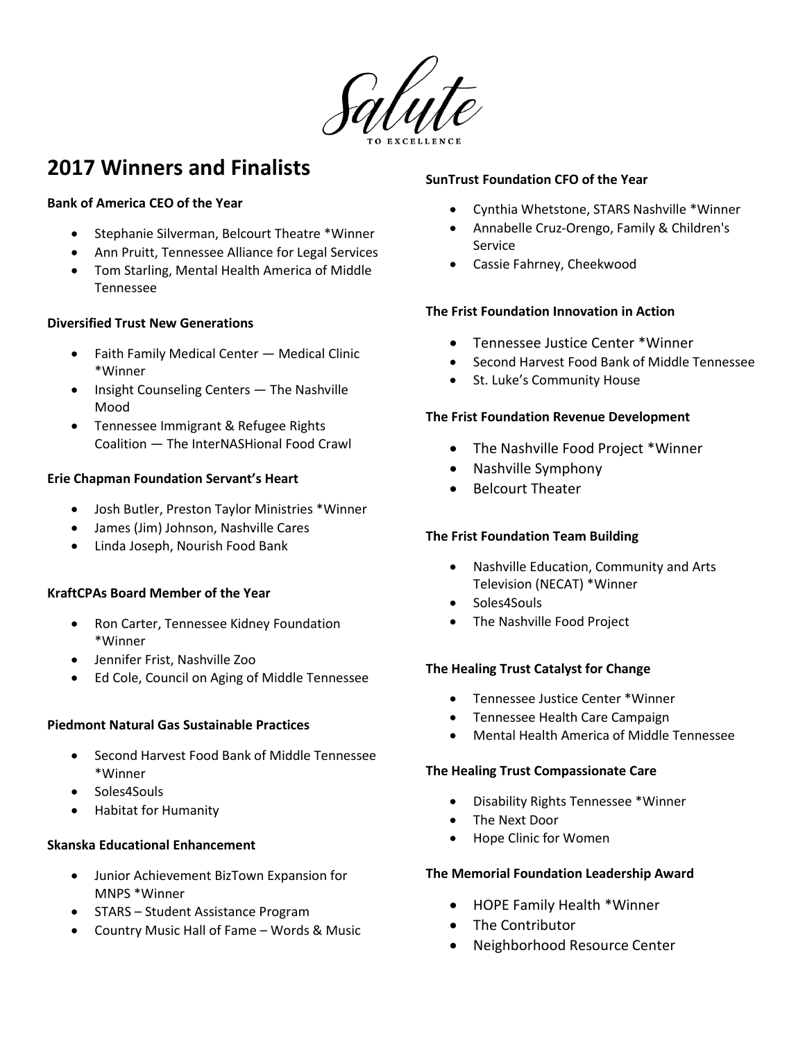Salute

TO EXCELLENCE

# 2017 Winners and Finalists

**Bank of America CEO of the Year**

- Stephanie Silverman, Belcourt Theatre *Winner
- Ann Pruitt, Tennessee Alliance for Legal Services
- Tom Starling, Mental Health America of Middle Tennessee

**Diversified Trust New Generations**

- Faith Family Medical Center — Medical Clinic *Winner
- Insight Counseling Centers — The Nashville Mood
- Tennessee Immigrant & Refugee Rights Coalition — The InterNASHional Food Crawl

**Erie Chapman Foundation Servant's Heart**

- Josh Butler, Preston Taylor Ministries *Winner
- James (Jim) Johnson, Nashville Cares
- Linda Joseph, Nourish Food Bank

**KraftCPAs Board Member of the Year**

- Ron Carter, Tennessee Kidney Foundation *Winner
- Jennifer Frist, Nashville Zoo
- Ed Cole, Council on Aging of Middle Tennessee

**Piedmont Natural Gas Sustainable Practices**

- Second Harvest Food Bank of Middle Tennessee *Winner
- Soles4Souls
- Habitat for Humanity

**Skanska Educational Enhancement**

- Junior Achievement BizTown Expansion for MNPS *Winner
- STARS – Student Assistance Program
- Country Music Hall of Fame – Words & Music

**SunTrust Foundation CFO of the Year**

- Cynthia Whetstone, STARS Nashville *Winner
- Annabelle Cruz-Orengo, Family & Children's Service
- Cassie Fahrney, Cheekwood

**The Frist Foundation Innovation in Action**

- Tennessee Justice Center *Winner
- Second Harvest Food Bank of Middle Tennessee
- St. Luke's Community House

**The Frist Foundation Revenue Development**

- The Nashville Food Project *Winner
- Nashville Symphony
- Belcourt Theater

**The Frist Foundation Team Building**

- Nashville Education, Community and Arts Television (NECAT) *Winner
- Soles4Souls
- The Nashville Food Project

**The Healing Trust Catalyst for Change**

- Tennessee Justice Center *Winner
- Tennessee Health Care Campaign
- Mental Health America of Middle Tennessee

**The Healing Trust Compassionate Care**

- Disability Rights Tennessee *Winner
- The Next Door
- Hope Clinic for Women

**The Memorial Foundation Leadership Award**

- HOPE Family Health *Winner
- The Contributor
- Neighborhood Resource Center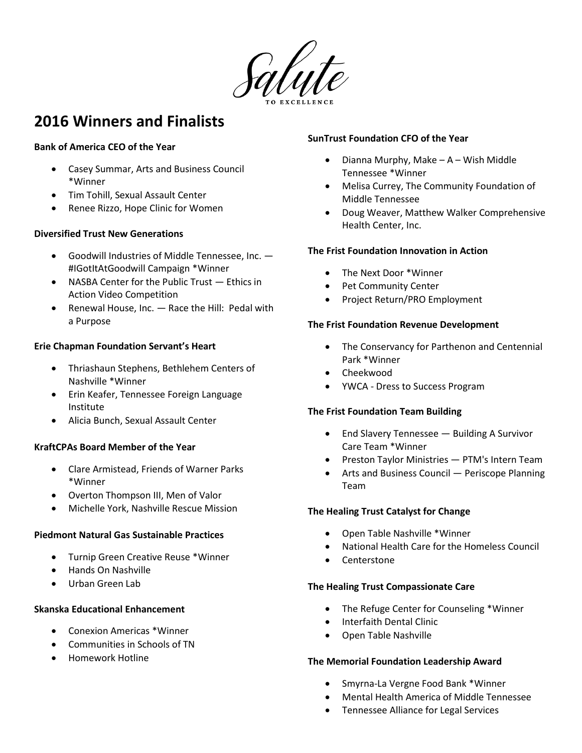Salute

TO EXCELLENCE

## 2016 Winners and Finalists

**Bank of America CEO of the Year**

- Casey Summar, Arts and Business Council *Winner
- Tim Tohill, Sexual Assault Center
- Renee Rizzo, Hope Clinic for Women

**Diversified Trust New Generations**

- Goodwill Industries of Middle Tennessee, Inc. — #IGotItAtGoodwill Campaign *Winner
- NASBA Center for the Public Trust — Ethics in Action Video Competition
- Renewal House, Inc. — Race the Hill: Pedal with a Purpose

**Erie Chapman Foundation Servant's Heart**

- Thriashaun Stephens, Bethlehem Centers of Nashville *Winner
- Erin Keafer, Tennessee Foreign Language Institute
- Alicia Bunch, Sexual Assault Center

**KraftCPAs Board Member of the Year**

- Clare Armistead, Friends of Warner Parks *Winner
- Overton Thompson III, Men of Valor
- Michelle York, Nashville Rescue Mission

**Piedmont Natural Gas Sustainable Practices**

- Turnip Green Creative Reuse *Winner
- Hands On Nashville
- Urban Green Lab

**Skanska Educational Enhancement**

- Conexion Americas *Winner
- Communities in Schools of TN
- Homework Hotline

**SunTrust Foundation CFO of the Year**

- Dianna Murphy, Make – A – Wish Middle Tennessee *Winner
- Melisa Currey, The Community Foundation of Middle Tennessee
- Doug Weaver, Matthew Walker Comprehensive Health Center, Inc.

**The Frist Foundation Innovation in Action**

- The Next Door *Winner
- Pet Community Center
- Project Return/PRO Employment

**The Frist Foundation Revenue Development**

- The Conservancy for Parthenon and Centennial Park *Winner
- Cheekwood
- YWCA - Dress to Success Program

**The Frist Foundation Team Building**

- End Slavery Tennessee — Building A Survivor Care Team *Winner
- Preston Taylor Ministries — PTM's Intern Team
- Arts and Business Council — Periscope Planning Team

**The Healing Trust Catalyst for Change**

- Open Table Nashville *Winner
- National Health Care for the Homeless Council
- Centerstone

**The Healing Trust Compassionate Care**

- The Refuge Center for Counseling *Winner
- Interfaith Dental Clinic
- Open Table Nashville

**The Memorial Foundation Leadership Award**

- Smyrna-La Vergne Food Bank *Winner
- Mental Health America of Middle Tennessee
- Tennessee Alliance for Legal Services